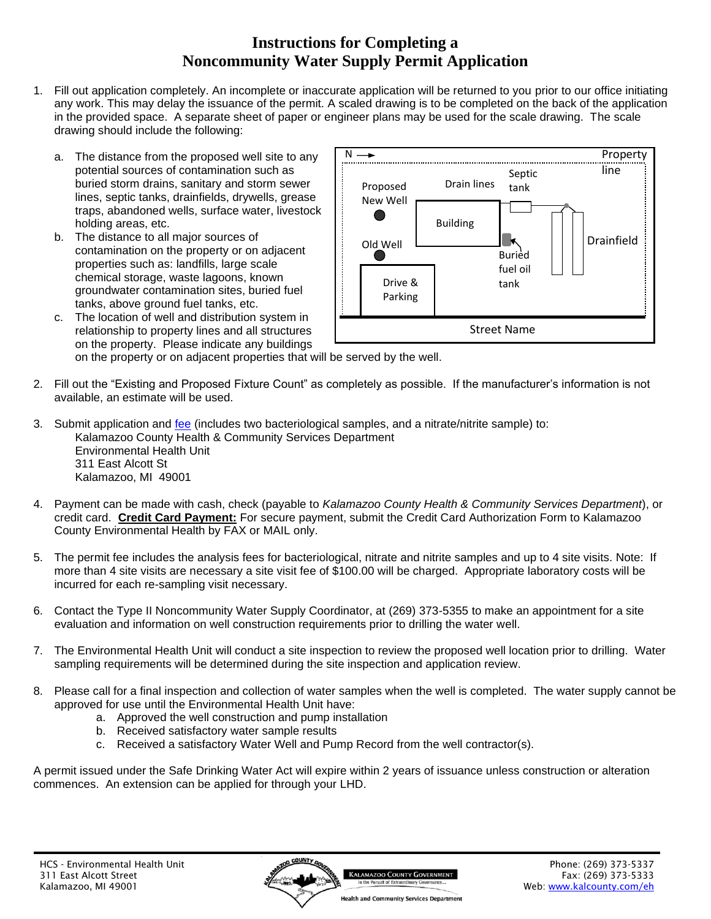# Instructions for Completing a Noncommunity Water Supply Permit Application

1. Fill out application completely. An incomplete or inaccurate application will be returned to you prior to our office initiating any work. This may delay the issuance of the permit. A scaled drawing is to be completed on the back of the application in the provided space. A separate sheet of paper or engineer plans may be used for the scale drawing. The scale drawing should include the following:
   a. The distance from the proposed well site to any potential sources of contamination such as buried storm drains, sanitary and storm sewer lines, septic tanks, drainfields, drywells, grease traps, abandoned wells, surface water, livestock holding areas, etc.
   b. The distance to all major sources of contamination on the property or on adjacent properties such as: landfills, large scale chemical storage, waste lagoons, known groundwater contamination sites, buried fuel tanks, above ground fuel tanks, etc.
   c. The location of well and distribution system in relationship to property lines and all structures on the property. Please indicate any buildings on the property or on adjacent properties that will be served by the well.

2. Fill out the "Existing and Proposed Fixture Count" as completely as possible. If the manufacturer's information is not available, an estimate will be used.

3. Submit application and fee (includes two bacteriological samples, and a nitrate/nitrite sample) to:
   Kalamazoo County Health & Community Services Department
   Environmental Health Unit
   311 East Alcott St
   Kalamazoo, MI 49001

4. Payment can be made with cash, check (payable to *Kalamazoo County Health & Community Services Department*), or credit card. **Credit Card Payment:** For secure payment, submit the Credit Card Authorization Form to Kalamazoo County Environmental Health by FAX or MAIL only.

5. The permit fee includes the analysis fees for bacteriological, nitrate and nitrite samples and up to 4 site visits. Note: If more than 4 site visits are necessary a site visit fee of $100.00 will be charged. Appropriate laboratory costs will be incurred for each re-sampling visit necessary.

6. Contact the Type II Noncommunity Water Supply Coordinator, at (269) 373-5355 to make an appointment for a site evaluation and information on well construction requirements prior to drilling the water well.

7. The Environmental Health Unit will conduct a site inspection to review the proposed well location prior to drilling. Water sampling requirements will be determined during the site inspection and application review.

8. Please call for a final inspection and collection of water samples when the well is completed. The water supply cannot be approved for use until the Environmental Health Unit have:
   a. Approved the well construction and pump installation
   b. Received satisfactory water sample results
   c. Received a satisfactory Water Well and Pump Record from the well contractor(s).

A permit issued under the Safe Drinking Water Act will expire within 2 years of issuance unless construction or alteration commences. An extension can be applied for through your LHD.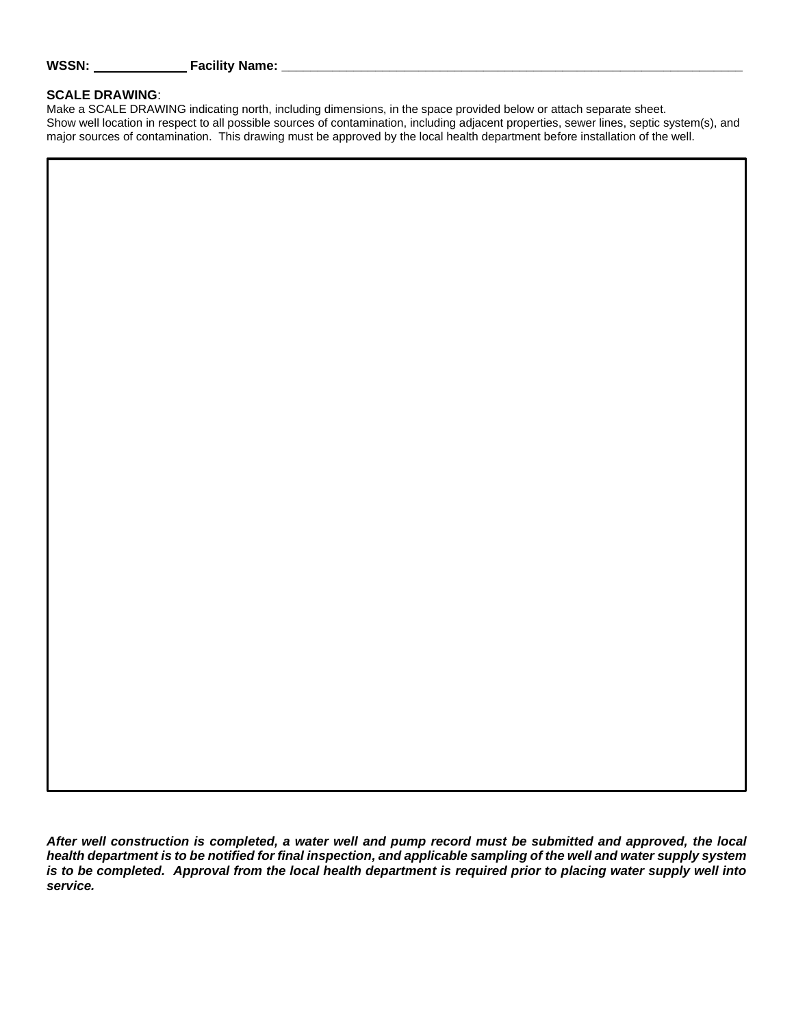**WSSN:** \_\_\_\_\_\_\_\_\_\_\_\_ **Facility Name:** \_\_\_\_\_\_\_\_\_\_\_\_\_\_\_\_\_\_\_\_\_\_\_\_\_\_\_\_\_\_\_\_\_\_\_\_\_\_\_\_\_\_\_\_\_\_\_\_\_\_\_\_\_\_\_\_\_\_\_\_\_\_\_\_

**SCALE DRAWING**:

Make a SCALE DRAWING indicating north, including dimensions, in the space provided below or attach separate sheet. Show well location in respect to all possible sources of contamination, including adjacent properties, sewer lines, septic system(s), and major sources of contamination. This drawing must be approved by the local health department before installation of the well.

***After well construction is completed, a water well and pump record must be submitted and approved, the local health department is to be notified for final inspection, and applicable sampling of the well and water supply system is to be completed. Approval from the local health department is required prior to placing water supply well into service.***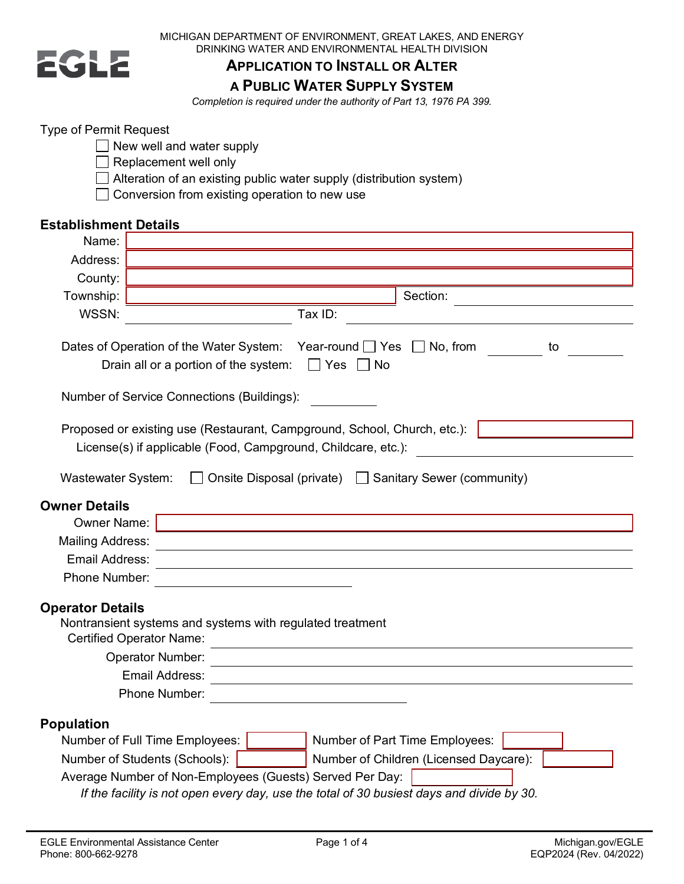MICHIGAN DEPARTMENT OF ENVIRONMENT, GREAT LAKES, AND ENERGY
DRINKING WATER AND ENVIRONMENTAL HEALTH DIVISION

# APPLICATION TO INSTALL OR ALTER A PUBLIC WATER SUPPLY SYSTEM

*Completion is required under the authority of Part 13, 1976 PA 399.*

Type of Permit Request

- ☐ New well and water supply
- ☐ Replacement well only
- ☐ Alteration of an existing public water supply (distribution system)
- ☐ Conversion from existing operation to new use

## Establishment Details

Name: \_\_\_\_\_\_\_\_\_\_

Address: \_\_\_\_\_\_\_\_\_\_

County: \_\_\_\_\_\_\_\_\_\_

Township: \_\_\_\_\_\_\_\_\_\_ Section: \_\_\_\_\_\_\_\_\_\_

WSSN: \_\_\_\_\_\_\_\_\_\_ Tax ID: \_\_\_\_\_\_\_\_\_\_

Dates of Operation of the Water System: Year-round ☐ Yes ☐ No, from \_\_\_\_\_\_ to \_\_\_\_\_\_

Drain all or a portion of the system: ☐ Yes ☐ No

Number of Service Connections (Buildings): \_\_\_\_\_\_

Proposed or existing use (Restaurant, Campground, School, Church, etc.): \_\_\_\_\_\_\_\_\_\_

License(s) if applicable (Food, Campground, Childcare, etc.): \_\_\_\_\_\_\_\_\_\_

Wastewater System: ☐ Onsite Disposal (private) ☐ Sanitary Sewer (community)

## Owner Details

Owner Name: \_\_\_\_\_\_\_\_\_\_

Mailing Address: \_\_\_\_\_\_\_\_\_\_

Email Address: \_\_\_\_\_\_\_\_\_\_

Phone Number: \_\_\_\_\_\_\_\_\_\_

## Operator Details

Nontransient systems and systems with regulated treatment

Certified Operator Name: \_\_\_\_\_\_\_\_\_\_

Operator Number: \_\_\_\_\_\_\_\_\_\_

Email Address: \_\_\_\_\_\_\_\_\_\_

Phone Number: \_\_\_\_\_\_\_\_\_\_

## Population

Number of Full Time Employees: \_\_\_\_\_\_ Number of Part Time Employees: \_\_\_\_\_\_

Number of Students (Schools): \_\_\_\_\_\_ Number of Children (Licensed Daycare): \_\_\_\_\_\_

Average Number of Non-Employees (Guests) Served Per Day: \_\_\_\_\_\_

*If the facility is not open every day, use the total of 30 busiest days and divide by 30.*

EGLE Environmental Assistance Center
Phone: 800-662-9278

Michigan.gov/EGLE
EQP2024 (Rev. 04/2022)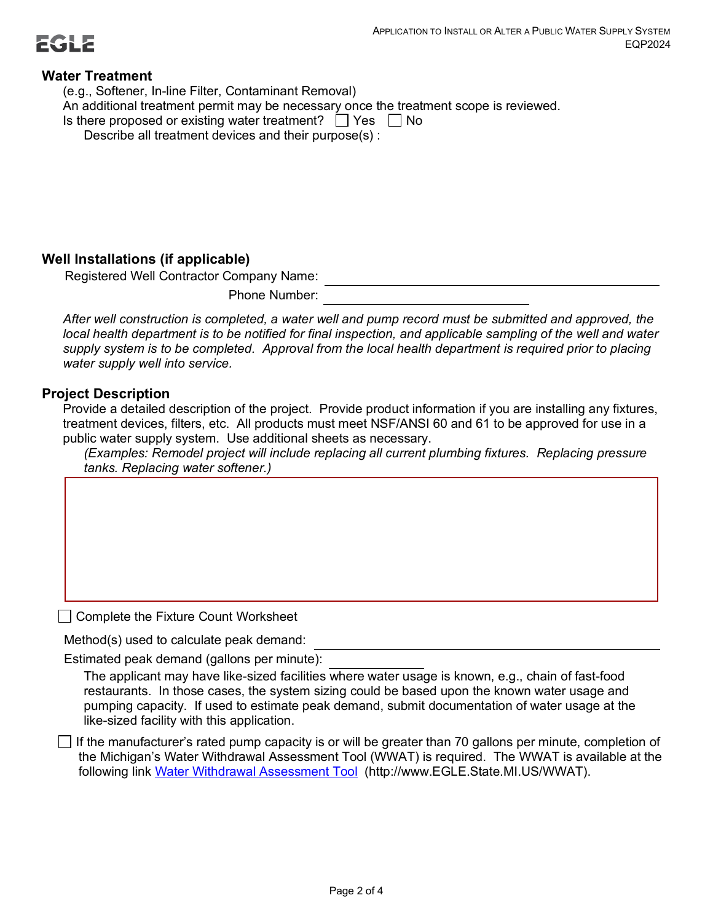## Water Treatment

(e.g., Softener, In-line Filter, Contaminant Removal)

An additional treatment permit may be necessary once the treatment scope is reviewed.

Is there proposed or existing water treatment? ☐ Yes ☐ No

Describe all treatment devices and their purpose(s) :

## Well Installations (if applicable)

Registered Well Contractor Company Name: ______________________________

Phone Number: ____________________

*After well construction is completed, a water well and pump record must be submitted and approved, the local health department is to be notified for final inspection, and applicable sampling of the well and water supply system is to be completed. Approval from the local health department is required prior to placing water supply well into service.*

## Project Description

Provide a detailed description of the project. Provide product information if you are installing any fixtures, treatment devices, filters, etc. All products must meet NSF/ANSI 60 and 61 to be approved for use in a public water supply system. Use additional sheets as necessary.

*(Examples: Remodel project will include replacing all current plumbing fixtures. Replacing pressure tanks. Replacing water softener.)*

☐ Complete the Fixture Count Worksheet

Method(s) used to calculate peak demand: ______________________________

Estimated peak demand (gallons per minute): ____________

The applicant may have like-sized facilities where water usage is known, e.g., chain of fast-food restaurants. In those cases, the system sizing could be based upon the known water usage and pumping capacity. If used to estimate peak demand, submit documentation of water usage at the like-sized facility with this application.

☐ If the manufacturer's rated pump capacity is or will be greater than 70 gallons per minute, completion of the Michigan's Water Withdrawal Assessment Tool (WWAT) is required. The WWAT is available at the following link Water Withdrawal Assessment Tool (http://www.EGLE.State.MI.US/WWAT).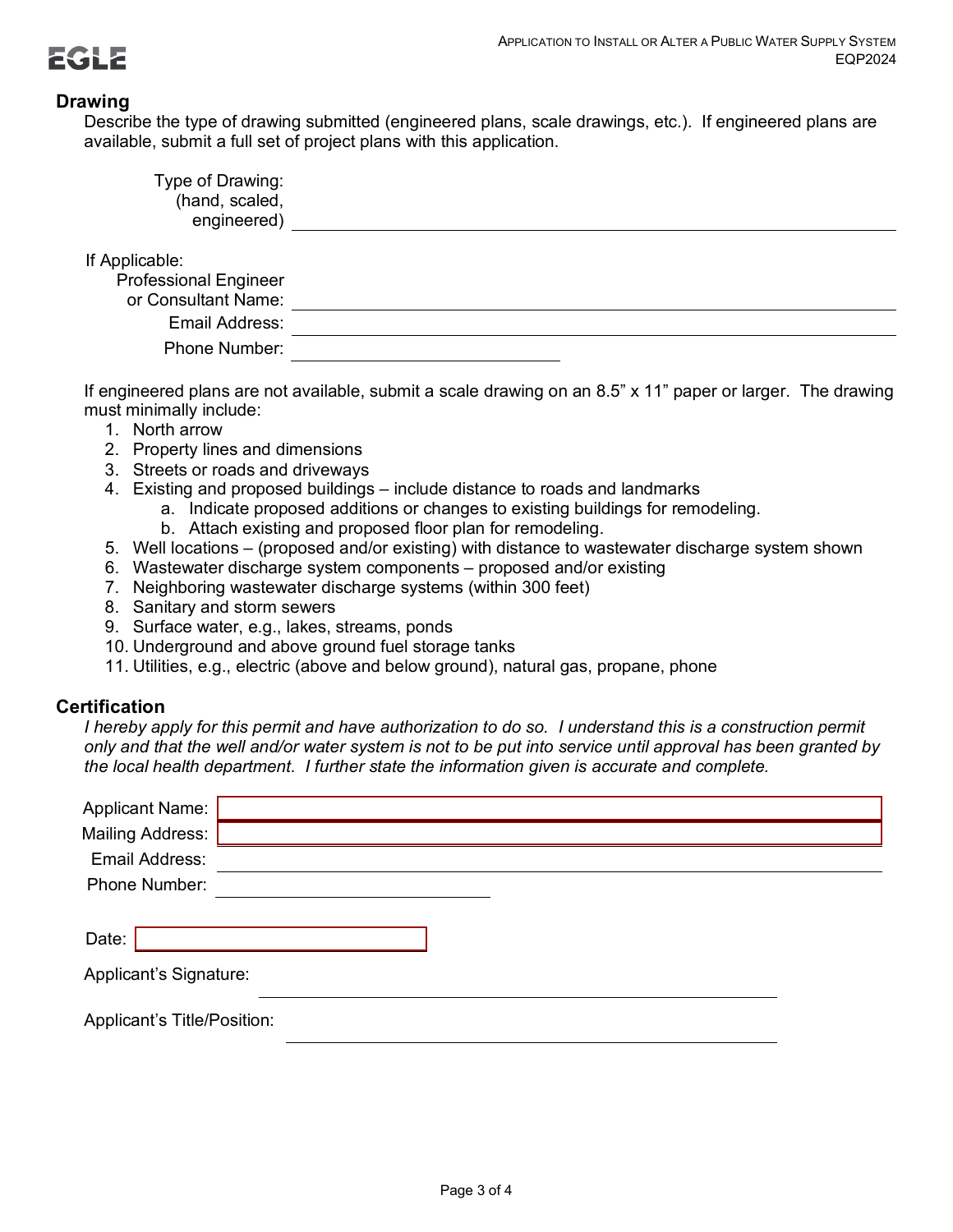## Drawing

Describe the type of drawing submitted (engineered plans, scale drawings, etc.). If engineered plans are available, submit a full set of project plans with this application.

Type of Drawing: (hand, scaled, engineered) ______________________________

If Applicable:

Professional Engineer or Consultant Name: ______________________________

Email Address: ______________________________

Phone Number: ______________________________

If engineered plans are not available, submit a scale drawing on an 8.5" x 11" paper or larger. The drawing must minimally include:

1. North arrow
2. Property lines and dimensions
3. Streets or roads and driveways
4. Existing and proposed buildings – include distance to roads and landmarks
   a. Indicate proposed additions or changes to existing buildings for remodeling.
   b. Attach existing and proposed floor plan for remodeling.
5. Well locations – (proposed and/or existing) with distance to wastewater discharge system shown
6. Wastewater discharge system components – proposed and/or existing
7. Neighboring wastewater discharge systems (within 300 feet)
8. Sanitary and storm sewers
9. Surface water, e.g., lakes, streams, ponds
10. Underground and above ground fuel storage tanks
11. Utilities, e.g., electric (above and below ground), natural gas, propane, phone

## Certification

*I hereby apply for this permit and have authorization to do so. I understand this is a construction permit only and that the well and/or water system is not to be put into service until approval has been granted by the local health department. I further state the information given is accurate and complete.*

Applicant Name: ______________________________

Mailing Address: ______________________________

Email Address: ______________________________

Phone Number: ______________________________

Date: ______________________________

Applicant's Signature: ______________________________

Applicant's Title/Position: ______________________________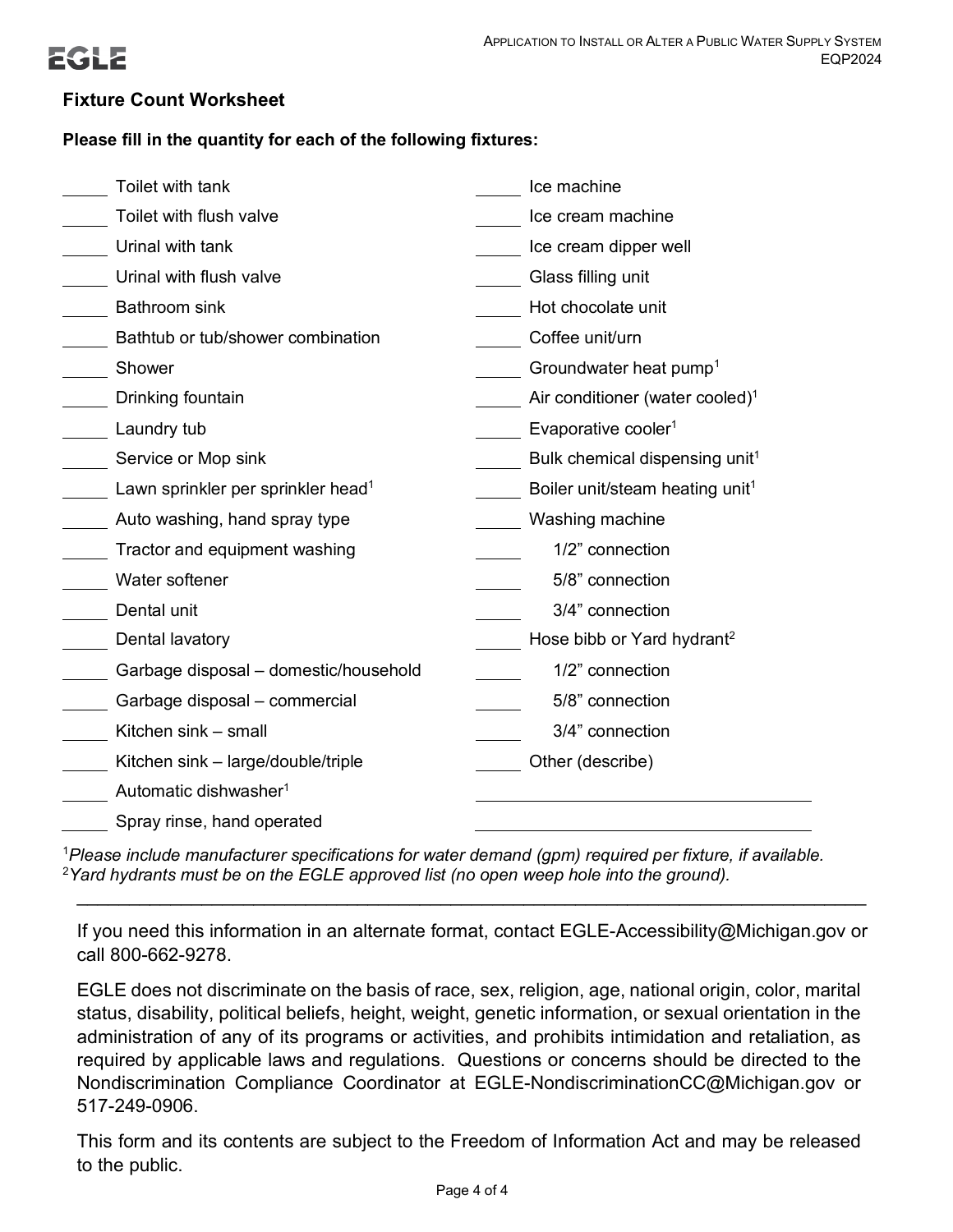## Fixture Count Worksheet

**Please fill in the quantity for each of the following fixtures:**

_____ Toilet with tank
_____ Toilet with flush valve
_____ Urinal with tank
_____ Urinal with flush valve
_____ Bathroom sink
_____ Bathtub or tub/shower combination
_____ Shower
_____ Drinking fountain
_____ Laundry tub
_____ Service or Mop sink
_____ Lawn sprinkler per sprinkler head[1]
_____ Auto washing, hand spray type
_____ Tractor and equipment washing
_____ Water softener
_____ Dental unit
_____ Dental lavatory
_____ Garbage disposal – domestic/household
_____ Garbage disposal – commercial
_____ Kitchen sink – small
_____ Kitchen sink – large/double/triple
_____ Automatic dishwasher[1]
_____ Spray rinse, hand operated

_____ Ice machine
_____ Ice cream machine
_____ Ice cream dipper well
_____ Glass filling unit
_____ Hot chocolate unit
_____ Coffee unit/urn
_____ Groundwater heat pump[1]
_____ Air conditioner (water cooled)[1]
_____ Evaporative cooler[1]
_____ Bulk chemical dispensing unit[1]
_____ Boiler unit/steam heating unit[1]
_____ Washing machine
_____ 1/2" connection
_____ 5/8" connection
_____ 3/4" connection
_____ Hose bibb or Yard hydrant[2]
_____ 1/2" connection
_____ 5/8" connection
_____ 3/4" connection
_____ Other (describe)
____________________________________
____________________________________

[1]*Please include manufacturer specifications for water demand (gpm) required per fixture, if available.*
[2]*Yard hydrants must be on the EGLE approved list (no open weep hole into the ground).*

---

If you need this information in an alternate format, contact EGLE-Accessibility@Michigan.gov or call 800-662-9278.

EGLE does not discriminate on the basis of race, sex, religion, age, national origin, color, marital status, disability, political beliefs, height, weight, genetic information, or sexual orientation in the administration of any of its programs or activities, and prohibits intimidation and retaliation, as required by applicable laws and regulations. Questions or concerns should be directed to the Nondiscrimination Compliance Coordinator at EGLE-NondiscriminationCC@Michigan.gov or 517-249-0906.

This form and its contents are subject to the Freedom of Information Act and may be released to the public.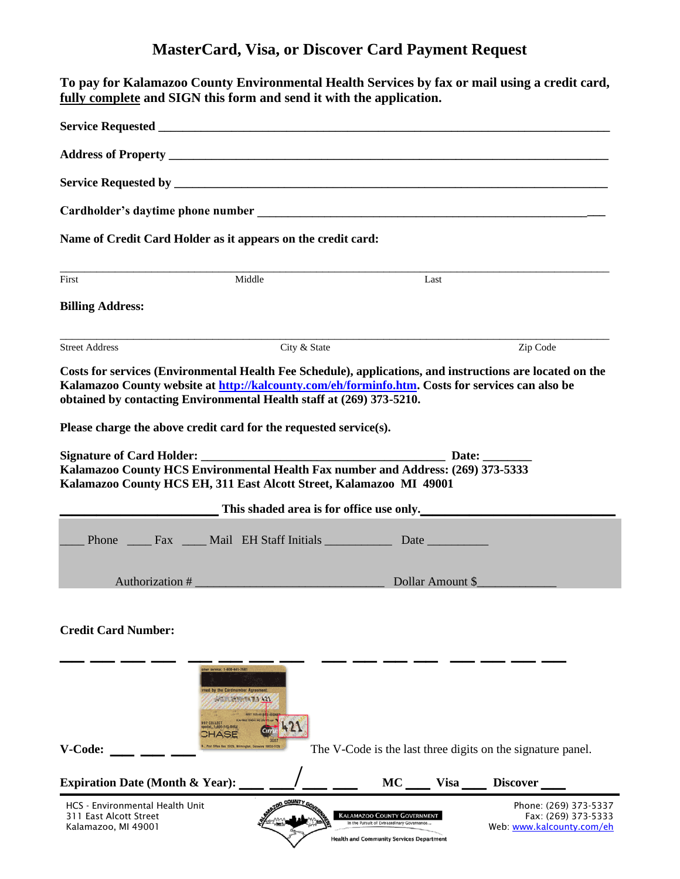# MasterCard, Visa, or Discover Card Payment Request

**To pay for Kalamazoo County Environmental Health Services by fax or mail using a credit card, fully complete and SIGN this form and send it with the application.**

**Service Requested** ___________________________________________________________________________

**Address of Property** ________________________________________________________________________

**Service Requested by** _______________________________________________________________________

**Cardholder's daytime phone number** ____________________________________________________________

**Name of Credit Card Holder as it appears on the credit card:**

_____________________________________________________________________________________________

First Middle Last

**Billing Address:**

_____________________________________________________________________________________________

Street Address City & State Zip Code

**Costs for services (Environmental Health Fee Schedule), applications, and instructions are located on the Kalamazoo County website at http://kalcounty.com/eh/forminfo.htm. Costs for services can also be obtained by contacting Environmental Health staff at (269) 373-5210.**

**Please charge the above credit card for the requested service(s).**

**Signature of Card Holder:** ________________________________________ **Date:** ________

**Kalamazoo County HCS Environmental Health Fax number and Address: (269) 373-5333**
**Kalamazoo County HCS EH, 311 East Alcott Street, Kalamazoo MI 49001**

**This shaded area is for office use only.**

____ Phone ____ Fax ____ Mail EH Staff Initials ___________ Date __________

Authorization # ______________________________ Dollar Amount $____________

**Credit Card Number:**

___ ___ ___ ___ ___ ___ ___ ___ ___ ___ ___ ___ ___ ___ ___ ___

**V-Code:** ___ ___ ___ The V-Code is the last three digits on the signature panel.

**Expiration Date (Month & Year):** ___ ___ / ___ ___ **MC** ___ **Visa** ___ **Discover** ___

HCS - Environmental Health Unit
311 East Alcott Street
Kalamazoo, MI 49001

Kalamazoo County Government
In the Pursuit of Extraordinary Governance...
Health and Community Services Department

Phone: (269) 373-5337
Fax: (269) 373-5333
Web: www.kalcounty.com/eh